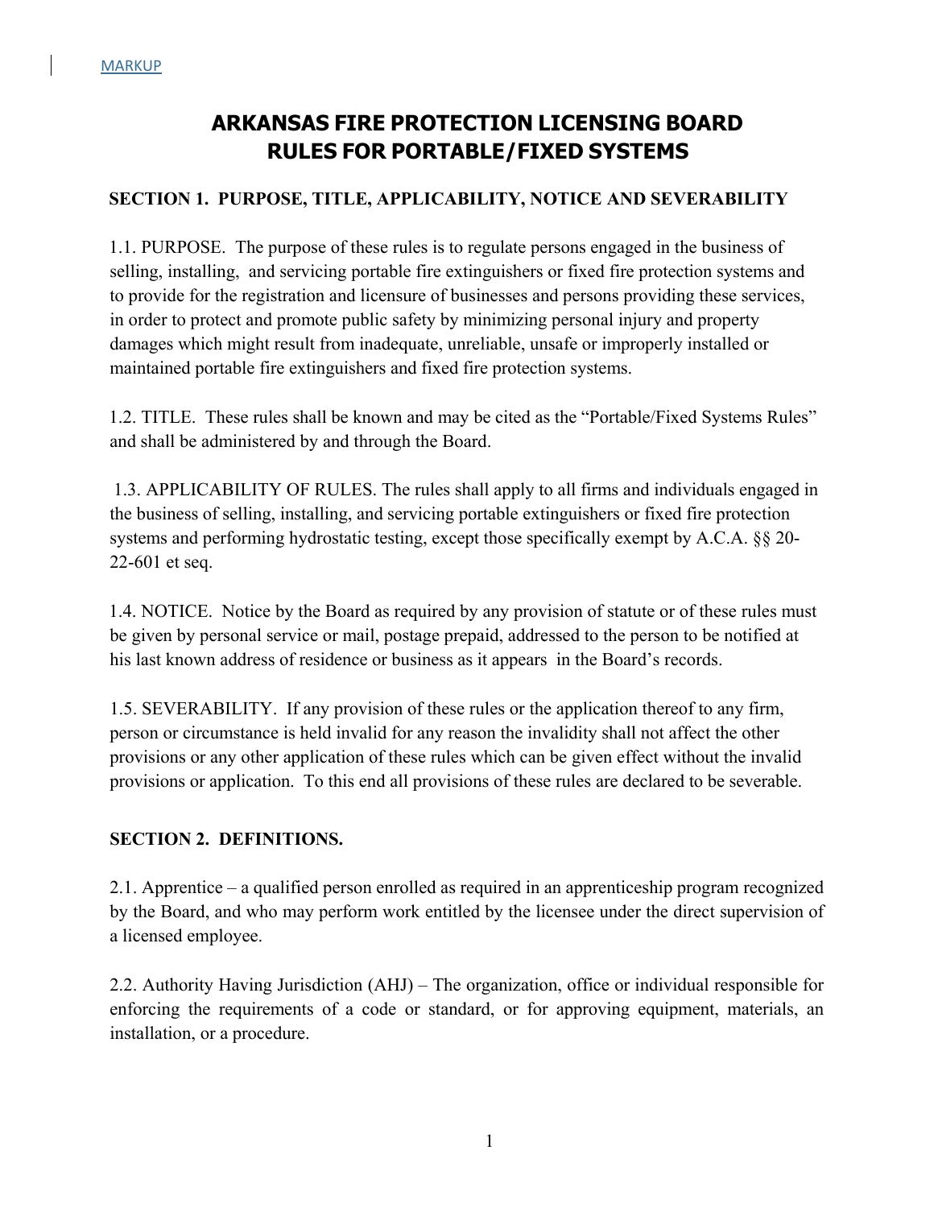MARKUP

# ARKANSAS FIRE PROTECTION LICENSING BOARD RULES FOR PORTABLE/FIXED SYSTEMS

## SECTION 1. PURPOSE, TITLE, APPLICABILITY, NOTICE AND SEVERABILITY

1.1. PURPOSE. The purpose of these rules is to regulate persons engaged in the business of selling, installing, and servicing portable fire extinguishers or fixed fire protection systems and to provide for the registration and licensure of businesses and persons providing these services, in order to protect and promote public safety by minimizing personal injury and property damages which might result from inadequate, unreliable, unsafe or improperly installed or maintained portable fire extinguishers and fixed fire protection systems.

1.2. TITLE. These rules shall be known and may be cited as the "Portable/Fixed Systems Rules" and shall be administered by and through the Board.

1.3. APPLICABILITY OF RULES. The rules shall apply to all firms and individuals engaged in the business of selling, installing, and servicing portable extinguishers or fixed fire protection systems and performing hydrostatic testing, except those specifically exempt by A.C.A. §§ 20-22-601 et seq.

1.4. NOTICE. Notice by the Board as required by any provision of statute or of these rules must be given by personal service or mail, postage prepaid, addressed to the person to be notified at his last known address of residence or business as it appears in the Board's records.

1.5. SEVERABILITY. If any provision of these rules or the application thereof to any firm, person or circumstance is held invalid for any reason the invalidity shall not affect the other provisions or any other application of these rules which can be given effect without the invalid provisions or application. To this end all provisions of these rules are declared to be severable.

## SECTION 2. DEFINITIONS.

2.1. Apprentice – a qualified person enrolled as required in an apprenticeship program recognized by the Board, and who may perform work entitled by the licensee under the direct supervision of a licensed employee.

2.2. Authority Having Jurisdiction (AHJ) – The organization, office or individual responsible for enforcing the requirements of a code or standard, or for approving equipment, materials, an installation, or a procedure.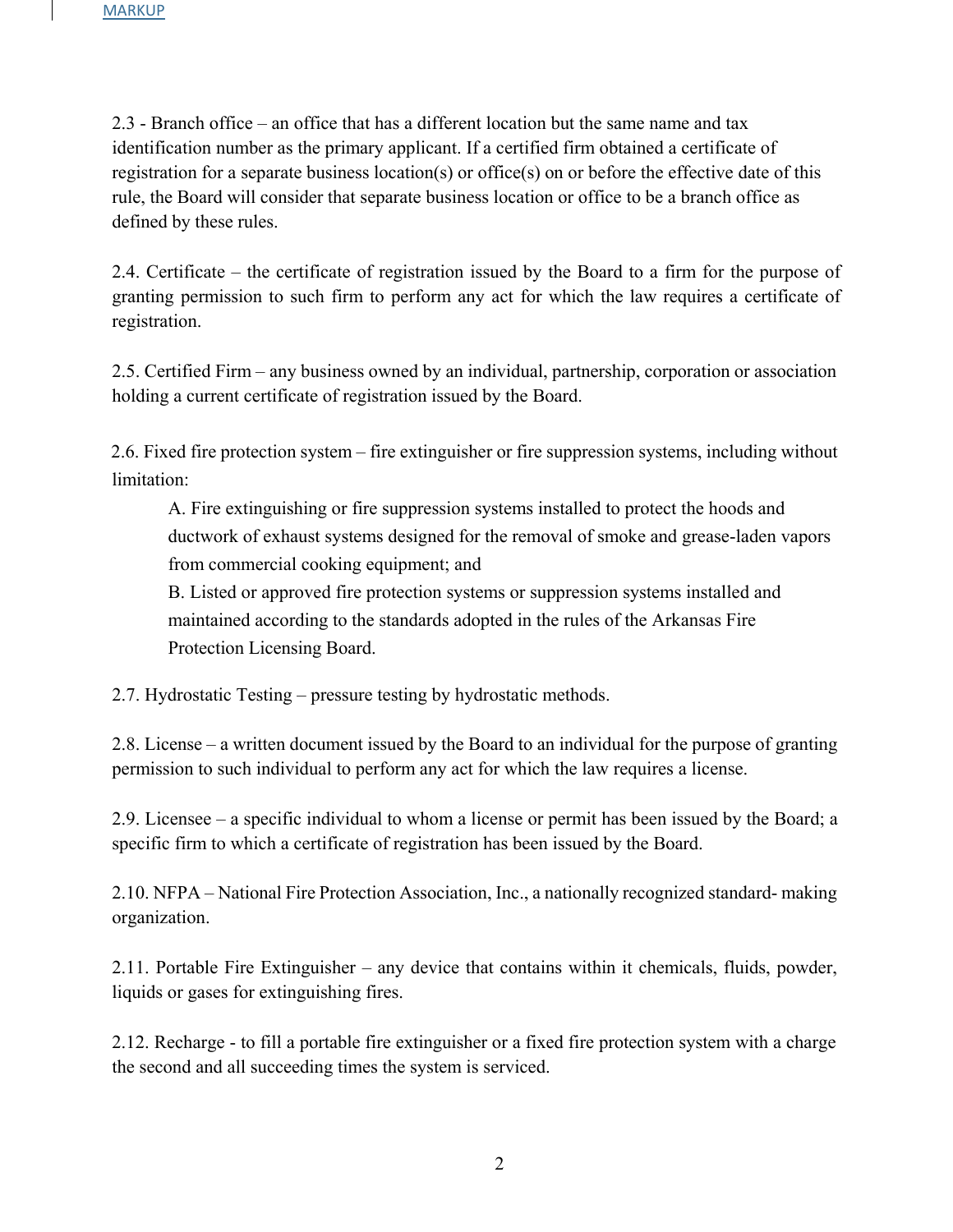MARKUP

2.3 - Branch office – an office that has a different location but the same name and tax identification number as the primary applicant. If a certified firm obtained a certificate of registration for a separate business location(s) or office(s) on or before the effective date of this rule, the Board will consider that separate business location or office to be a branch office as defined by these rules.

2.4. Certificate – the certificate of registration issued by the Board to a firm for the purpose of granting permission to such firm to perform any act for which the law requires a certificate of registration.

2.5. Certified Firm – any business owned by an individual, partnership, corporation or association holding a current certificate of registration issued by the Board.

2.6. Fixed fire protection system – fire extinguisher or fire suppression systems, including without limitation:

A. Fire extinguishing or fire suppression systems installed to protect the hoods and ductwork of exhaust systems designed for the removal of smoke and grease-laden vapors from commercial cooking equipment; and

B. Listed or approved fire protection systems or suppression systems installed and maintained according to the standards adopted in the rules of the Arkansas Fire Protection Licensing Board.

2.7. Hydrostatic Testing – pressure testing by hydrostatic methods.

2.8. License – a written document issued by the Board to an individual for the purpose of granting permission to such individual to perform any act for which the law requires a license.

2.9. Licensee – a specific individual to whom a license or permit has been issued by the Board; a specific firm to which a certificate of registration has been issued by the Board.

2.10. NFPA – National Fire Protection Association, Inc., a nationally recognized standard- making organization.

2.11. Portable Fire Extinguisher – any device that contains within it chemicals, fluids, powder, liquids or gases for extinguishing fires.

2.12. Recharge - to fill a portable fire extinguisher or a fixed fire protection system with a charge the second and all succeeding times the system is serviced.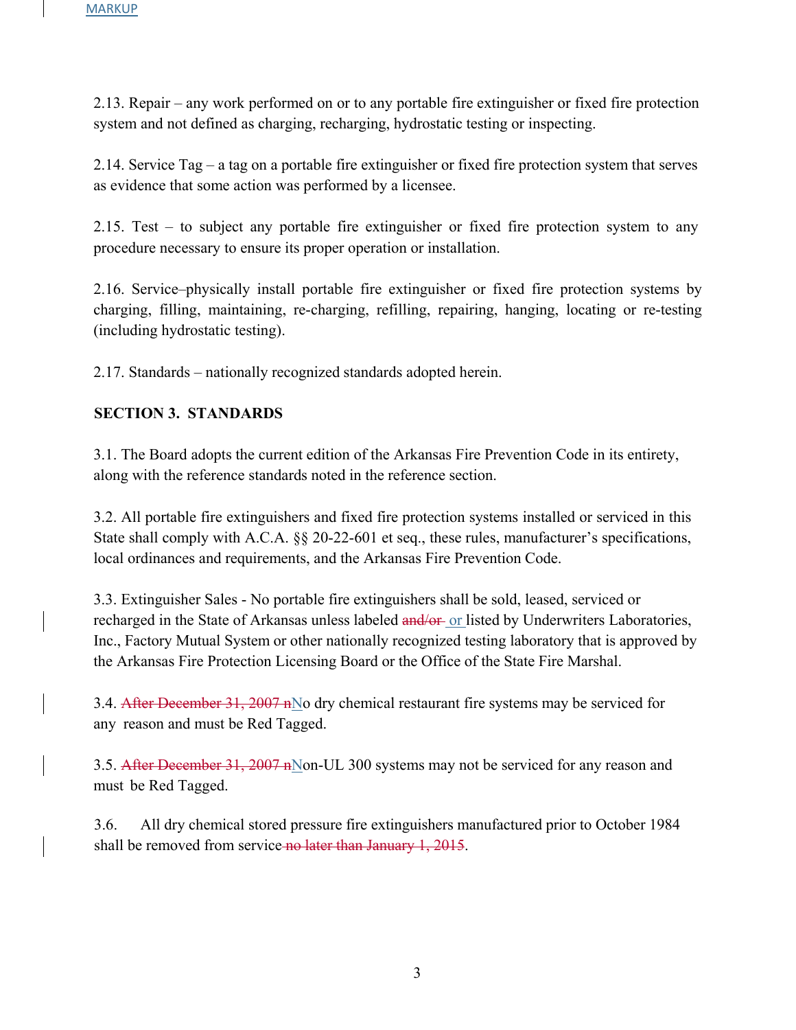MARKUP

2.13. Repair – any work performed on or to any portable fire extinguisher or fixed fire protection system and not defined as charging, recharging, hydrostatic testing or inspecting.

2.14. Service Tag – a tag on a portable fire extinguisher or fixed fire protection system that serves as evidence that some action was performed by a licensee.

2.15. Test – to subject any portable fire extinguisher or fixed fire protection system to any procedure necessary to ensure its proper operation or installation.

2.16. Service–physically install portable fire extinguisher or fixed fire protection systems by charging, filling, maintaining, re-charging, refilling, repairing, hanging, locating or re-testing (including hydrostatic testing).

2.17. Standards – nationally recognized standards adopted herein.

**SECTION 3. STANDARDS**

3.1. The Board adopts the current edition of the Arkansas Fire Prevention Code in its entirety, along with the reference standards noted in the reference section.

3.2. All portable fire extinguishers and fixed fire protection systems installed or serviced in this State shall comply with A.C.A. §§ 20-22-601 et seq., these rules, manufacturer's specifications, local ordinances and requirements, and the Arkansas Fire Prevention Code.

3.3. Extinguisher Sales - No portable fire extinguishers shall be sold, leased, serviced or recharged in the State of Arkansas unless labeled ~~and/or~~ or listed by Underwriters Laboratories, Inc., Factory Mutual System or other nationally recognized testing laboratory that is approved by the Arkansas Fire Protection Licensing Board or the Office of the State Fire Marshal.

3.4. ~~After December 31, 2007 n~~No dry chemical restaurant fire systems may be serviced for any reason and must be Red Tagged.

3.5. ~~After December 31, 2007 n~~Non-UL 300 systems may not be serviced for any reason and must be Red Tagged.

3.6. All dry chemical stored pressure fire extinguishers manufactured prior to October 1984 shall be removed from service ~~no later than January 1, 2015~~.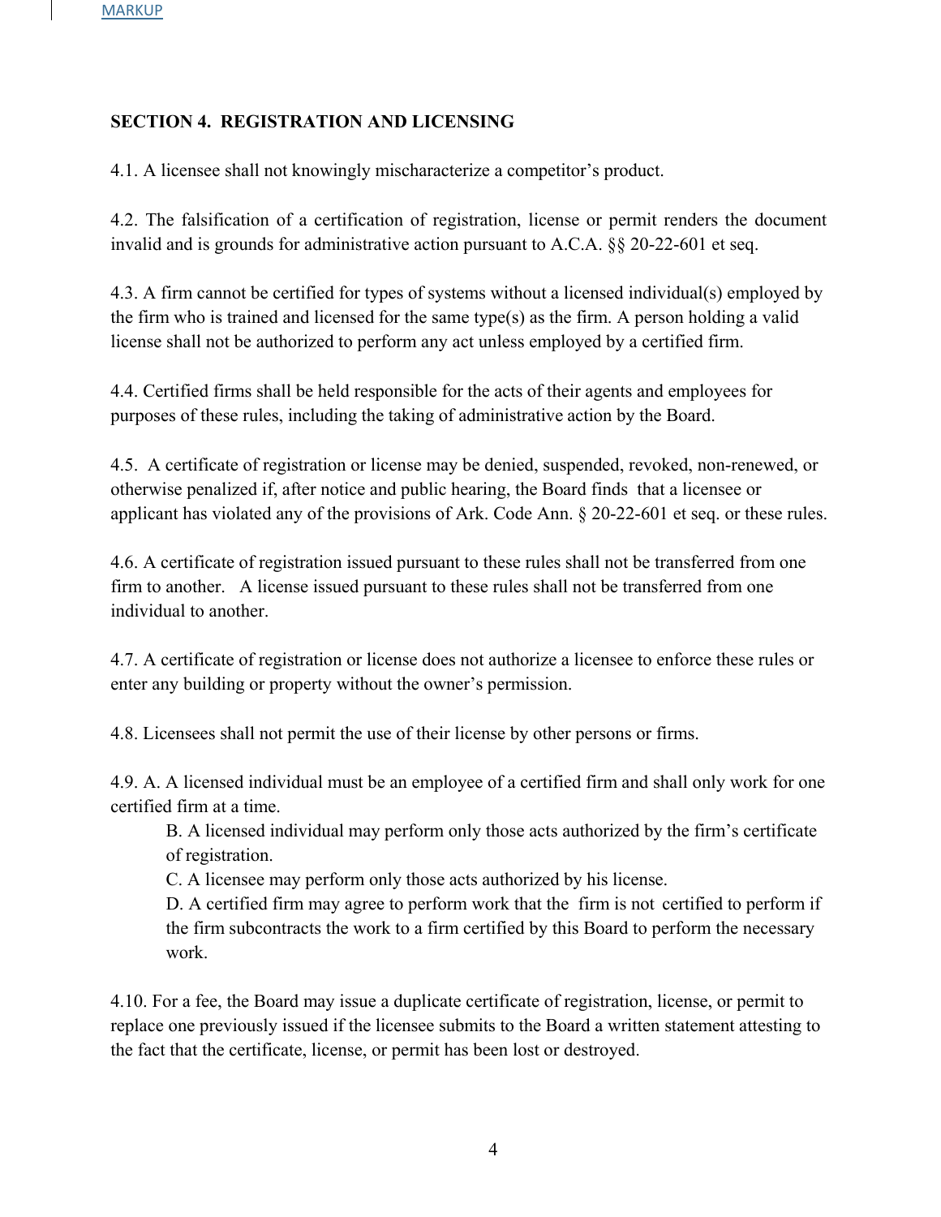MARKUP

## SECTION 4. REGISTRATION AND LICENSING

4.1. A licensee shall not knowingly mischaracterize a competitor's product.

4.2. The falsification of a certification of registration, license or permit renders the document invalid and is grounds for administrative action pursuant to A.C.A. §§ 20-22-601 et seq.

4.3. A firm cannot be certified for types of systems without a licensed individual(s) employed by the firm who is trained and licensed for the same type(s) as the firm. A person holding a valid license shall not be authorized to perform any act unless employed by a certified firm.

4.4. Certified firms shall be held responsible for the acts of their agents and employees for purposes of these rules, including the taking of administrative action by the Board.

4.5. A certificate of registration or license may be denied, suspended, revoked, non-renewed, or otherwise penalized if, after notice and public hearing, the Board finds that a licensee or applicant has violated any of the provisions of Ark. Code Ann. § 20-22-601 et seq. or these rules.

4.6. A certificate of registration issued pursuant to these rules shall not be transferred from one firm to another. A license issued pursuant to these rules shall not be transferred from one individual to another.

4.7. A certificate of registration or license does not authorize a licensee to enforce these rules or enter any building or property without the owner's permission.

4.8. Licensees shall not permit the use of their license by other persons or firms.

4.9. A. A licensed individual must be an employee of a certified firm and shall only work for one certified firm at a time.

B. A licensed individual may perform only those acts authorized by the firm's certificate of registration.

C. A licensee may perform only those acts authorized by his license.

D. A certified firm may agree to perform work that the firm is not certified to perform if the firm subcontracts the work to a firm certified by this Board to perform the necessary work.

4.10. For a fee, the Board may issue a duplicate certificate of registration, license, or permit to replace one previously issued if the licensee submits to the Board a written statement attesting to the fact that the certificate, license, or permit has been lost or destroyed.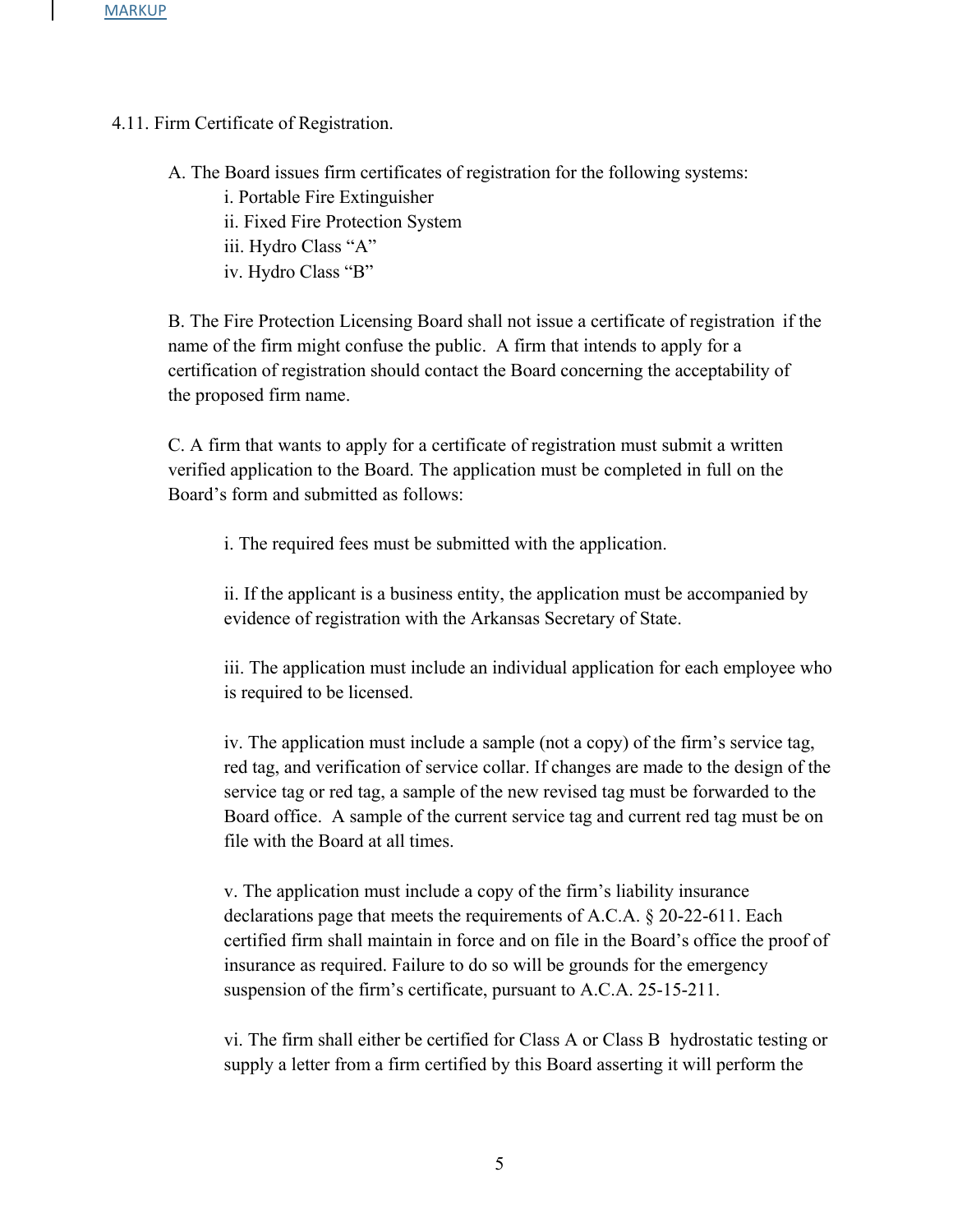MARKUP

4.11. Firm Certificate of Registration.

A. The Board issues firm certificates of registration for the following systems:

i. Portable Fire Extinguisher
ii. Fixed Fire Protection System
iii. Hydro Class "A"
iv. Hydro Class "B"

B. The Fire Protection Licensing Board shall not issue a certificate of registration if the name of the firm might confuse the public. A firm that intends to apply for a certification of registration should contact the Board concerning the acceptability of the proposed firm name.

C. A firm that wants to apply for a certificate of registration must submit a written verified application to the Board. The application must be completed in full on the Board's form and submitted as follows:

i. The required fees must be submitted with the application.

ii. If the applicant is a business entity, the application must be accompanied by evidence of registration with the Arkansas Secretary of State.

iii. The application must include an individual application for each employee who is required to be licensed.

iv. The application must include a sample (not a copy) of the firm's service tag, red tag, and verification of service collar. If changes are made to the design of the service tag or red tag, a sample of the new revised tag must be forwarded to the Board office. A sample of the current service tag and current red tag must be on file with the Board at all times.

v. The application must include a copy of the firm's liability insurance declarations page that meets the requirements of A.C.A. § 20-22-611. Each certified firm shall maintain in force and on file in the Board's office the proof of insurance as required. Failure to do so will be grounds for the emergency suspension of the firm's certificate, pursuant to A.C.A. 25-15-211.

vi. The firm shall either be certified for Class A or Class B hydrostatic testing or supply a letter from a firm certified by this Board asserting it will perform the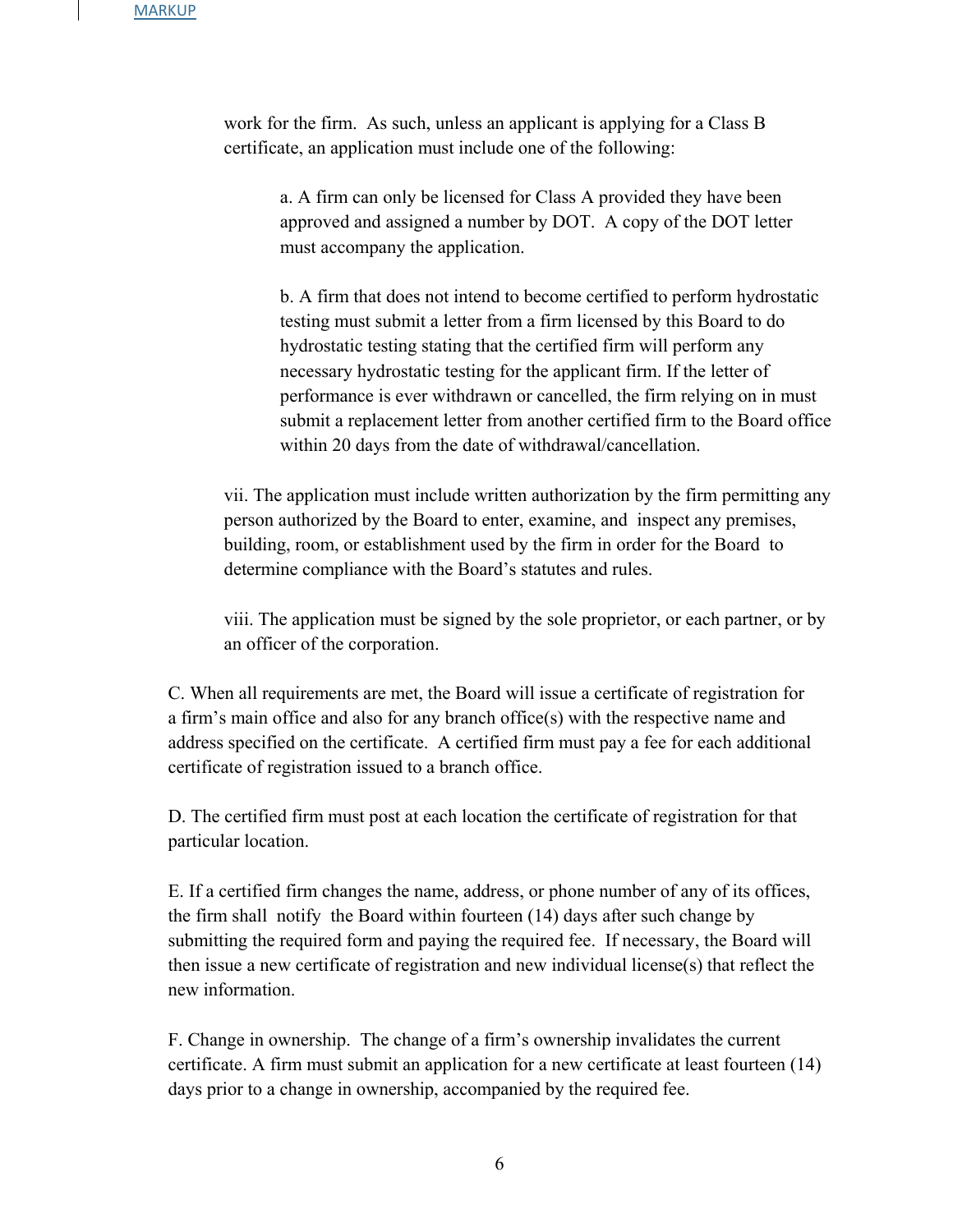work for the firm. As such, unless an applicant is applying for a Class B certificate, an application must include one of the following:

a. A firm can only be licensed for Class A provided they have been approved and assigned a number by DOT. A copy of the DOT letter must accompany the application.

b. A firm that does not intend to become certified to perform hydrostatic testing must submit a letter from a firm licensed by this Board to do hydrostatic testing stating that the certified firm will perform any necessary hydrostatic testing for the applicant firm. If the letter of performance is ever withdrawn or cancelled, the firm relying on in must submit a replacement letter from another certified firm to the Board office within 20 days from the date of withdrawal/cancellation.

vii. The application must include written authorization by the firm permitting any person authorized by the Board to enter, examine, and inspect any premises, building, room, or establishment used by the firm in order for the Board to determine compliance with the Board's statutes and rules.

viii. The application must be signed by the sole proprietor, or each partner, or by an officer of the corporation.

C. When all requirements are met, the Board will issue a certificate of registration for a firm's main office and also for any branch office(s) with the respective name and address specified on the certificate. A certified firm must pay a fee for each additional certificate of registration issued to a branch office.

D. The certified firm must post at each location the certificate of registration for that particular location.

E. If a certified firm changes the name, address, or phone number of any of its offices, the firm shall notify the Board within fourteen (14) days after such change by submitting the required form and paying the required fee. If necessary, the Board will then issue a new certificate of registration and new individual license(s) that reflect the new information.

F. Change in ownership. The change of a firm's ownership invalidates the current certificate. A firm must submit an application for a new certificate at least fourteen (14) days prior to a change in ownership, accompanied by the required fee.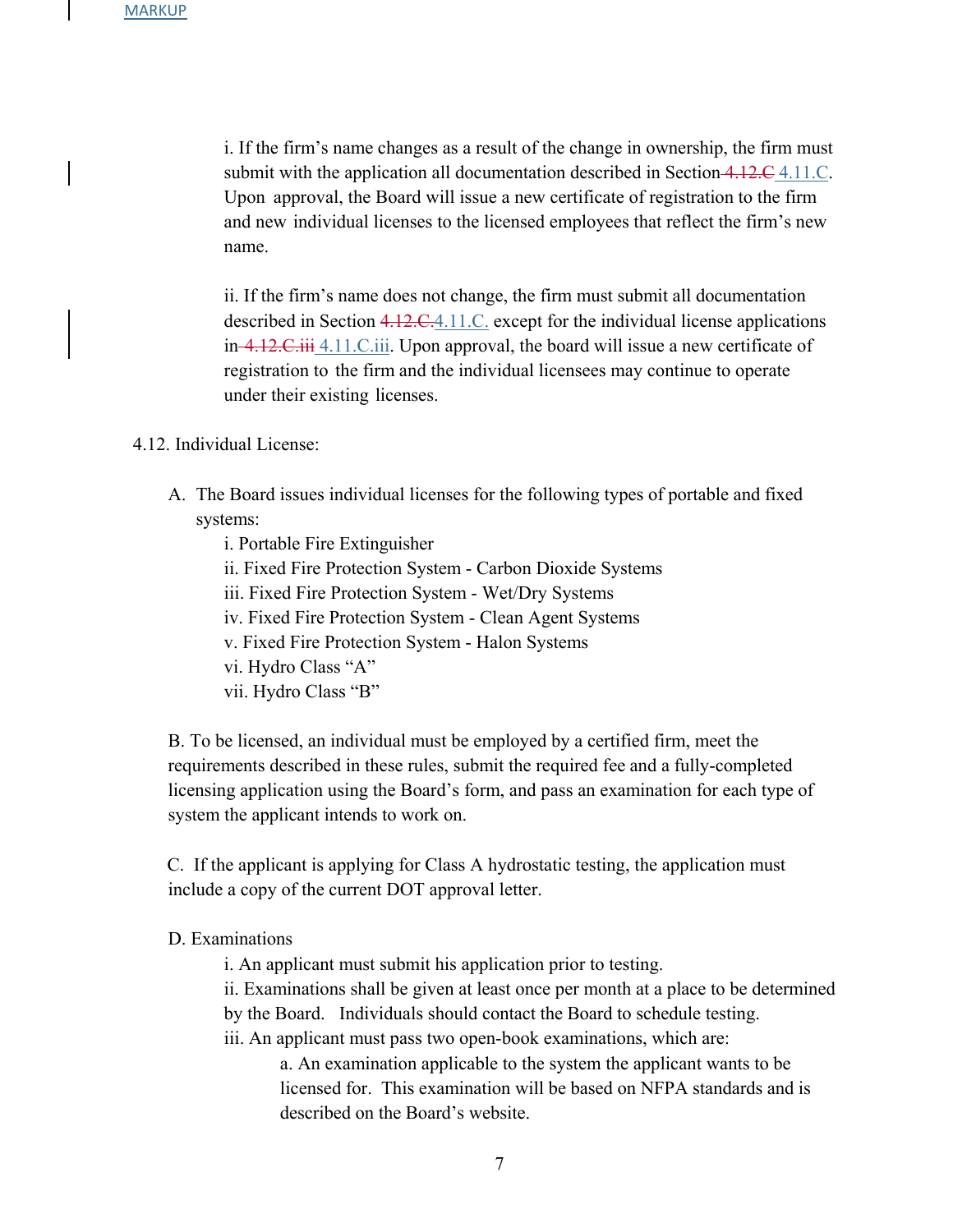MARKUP

i. If the firm's name changes as a result of the change in ownership, the firm must submit with the application all documentation described in Section ~~4.12.C~~ 4.11.C. Upon approval, the Board will issue a new certificate of registration to the firm and new individual licenses to the licensed employees that reflect the firm's new name.

ii. If the firm's name does not change, the firm must submit all documentation described in Section ~~4.12.C.~~4.11.C. except for the individual license applications in ~~4.12.C.iii~~ 4.11.C.iii. Upon approval, the board will issue a new certificate of registration to the firm and the individual licensees may continue to operate under their existing licenses.

4.12. Individual License:

A. The Board issues individual licenses for the following types of portable and fixed systems:

i. Portable Fire Extinguisher
ii. Fixed Fire Protection System - Carbon Dioxide Systems
iii. Fixed Fire Protection System - Wet/Dry Systems
iv. Fixed Fire Protection System - Clean Agent Systems
v. Fixed Fire Protection System - Halon Systems
vi. Hydro Class "A"
vii. Hydro Class "B"

B. To be licensed, an individual must be employed by a certified firm, meet the requirements described in these rules, submit the required fee and a fully-completed licensing application using the Board's form, and pass an examination for each type of system the applicant intends to work on.

C. If the applicant is applying for Class A hydrostatic testing, the application must include a copy of the current DOT approval letter.

D. Examinations

i. An applicant must submit his application prior to testing.
ii. Examinations shall be given at least once per month at a place to be determined by the Board. Individuals should contact the Board to schedule testing.
iii. An applicant must pass two open-book examinations, which are:

a. An examination applicable to the system the applicant wants to be licensed for. This examination will be based on NFPA standards and is described on the Board's website.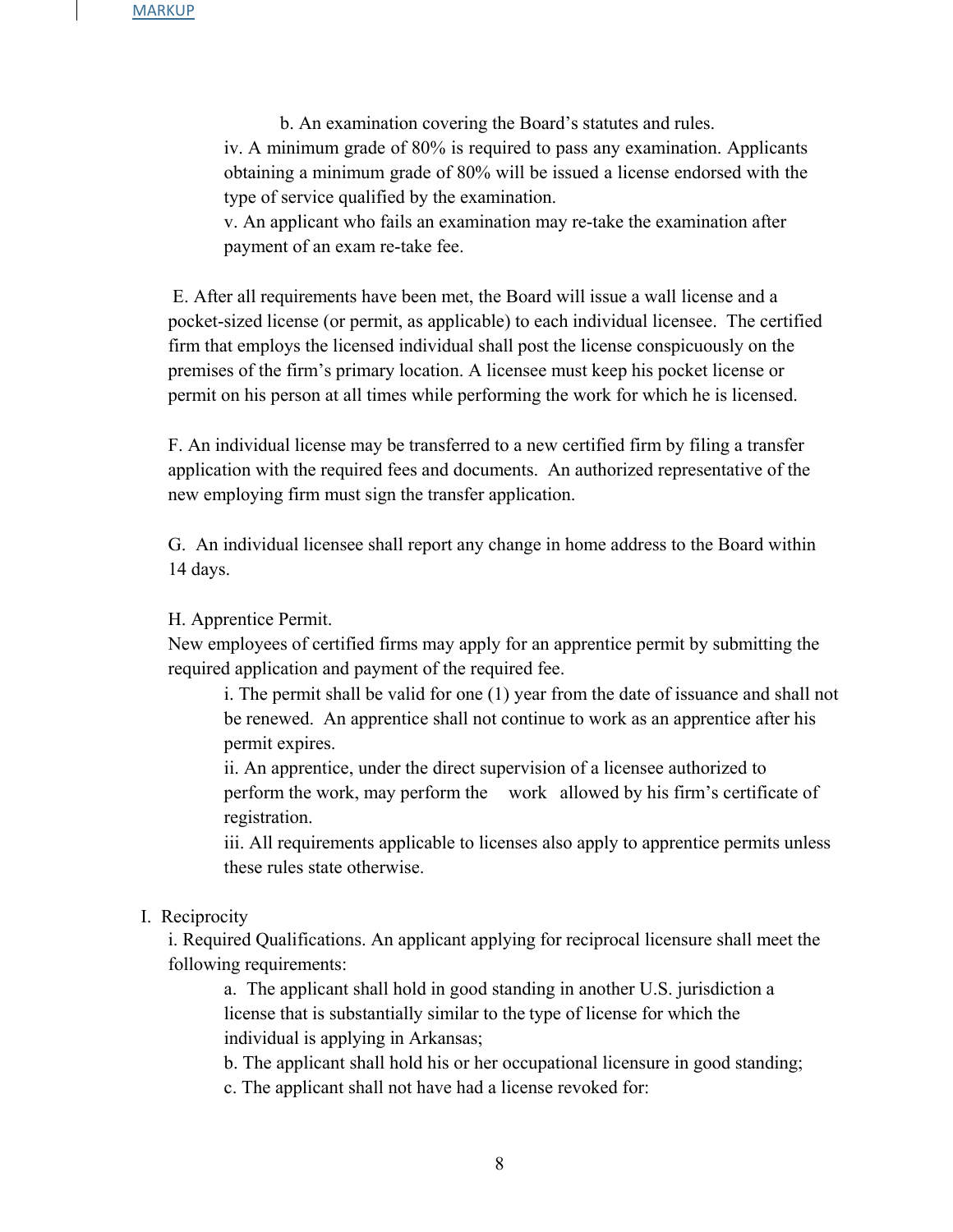b. An examination covering the Board's statutes and rules.

iv. A minimum grade of 80% is required to pass any examination. Applicants obtaining a minimum grade of 80% will be issued a license endorsed with the type of service qualified by the examination.

v. An applicant who fails an examination may re-take the examination after payment of an exam re-take fee.

E. After all requirements have been met, the Board will issue a wall license and a pocket-sized license (or permit, as applicable) to each individual licensee. The certified firm that employs the licensed individual shall post the license conspicuously on the premises of the firm's primary location. A licensee must keep his pocket license or permit on his person at all times while performing the work for which he is licensed.

F. An individual license may be transferred to a new certified firm by filing a transfer application with the required fees and documents. An authorized representative of the new employing firm must sign the transfer application.

G. An individual licensee shall report any change in home address to the Board within 14 days.

H. Apprentice Permit.

New employees of certified firms may apply for an apprentice permit by submitting the required application and payment of the required fee.

i. The permit shall be valid for one (1) year from the date of issuance and shall not be renewed. An apprentice shall not continue to work as an apprentice after his permit expires.

ii. An apprentice, under the direct supervision of a licensee authorized to perform the work, may perform the work allowed by his firm's certificate of registration.

iii. All requirements applicable to licenses also apply to apprentice permits unless these rules state otherwise.

I. Reciprocity

i. Required Qualifications. An applicant applying for reciprocal licensure shall meet the following requirements:

a. The applicant shall hold in good standing in another U.S. jurisdiction a license that is substantially similar to the type of license for which the individual is applying in Arkansas;

b. The applicant shall hold his or her occupational licensure in good standing;

c. The applicant shall not have had a license revoked for: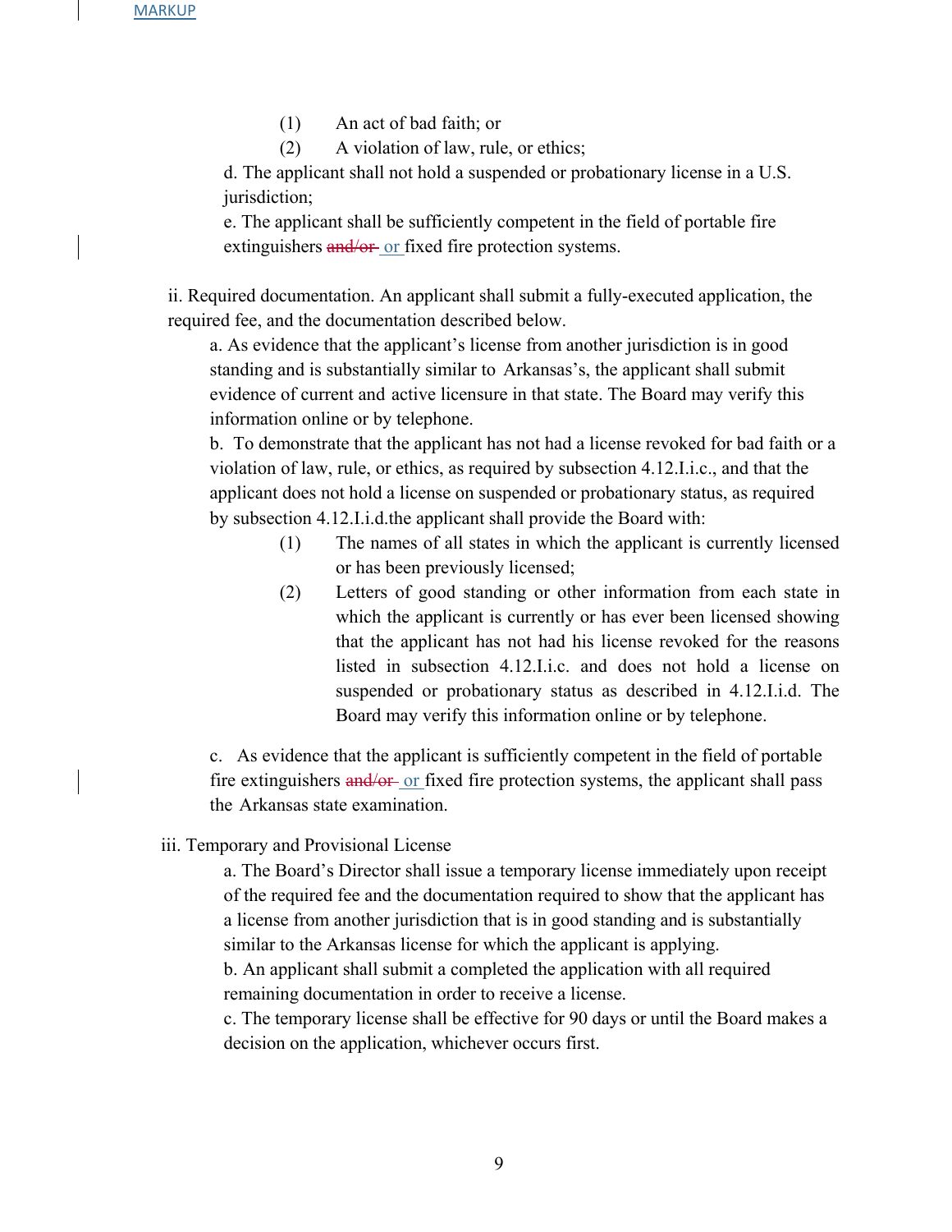MARKUP

(1) An act of bad faith; or

(2) A violation of law, rule, or ethics;

d. The applicant shall not hold a suspended or probationary license in a U.S. jurisdiction;

e. The applicant shall be sufficiently competent in the field of portable fire extinguishers ~~and/or~~ or fixed fire protection systems.

ii. Required documentation. An applicant shall submit a fully-executed application, the required fee, and the documentation described below.

a. As evidence that the applicant's license from another jurisdiction is in good standing and is substantially similar to Arkansas's, the applicant shall submit evidence of current and active licensure in that state. The Board may verify this information online or by telephone.

b. To demonstrate that the applicant has not had a license revoked for bad faith or a violation of law, rule, or ethics, as required by subsection 4.12.I.i.c., and that the applicant does not hold a license on suspended or probationary status, as required by subsection 4.12.I.i.d.the applicant shall provide the Board with:

(1) The names of all states in which the applicant is currently licensed or has been previously licensed;

(2) Letters of good standing or other information from each state in which the applicant is currently or has ever been licensed showing that the applicant has not had his license revoked for the reasons listed in subsection 4.12.I.i.c. and does not hold a license on suspended or probationary status as described in 4.12.I.i.d. The Board may verify this information online or by telephone.

c. As evidence that the applicant is sufficiently competent in the field of portable fire extinguishers ~~and/or~~ or fixed fire protection systems, the applicant shall pass the Arkansas state examination.

iii. Temporary and Provisional License

a. The Board's Director shall issue a temporary license immediately upon receipt of the required fee and the documentation required to show that the applicant has a license from another jurisdiction that is in good standing and is substantially similar to the Arkansas license for which the applicant is applying.

b. An applicant shall submit a completed the application with all required remaining documentation in order to receive a license.

c. The temporary license shall be effective for 90 days or until the Board makes a decision on the application, whichever occurs first.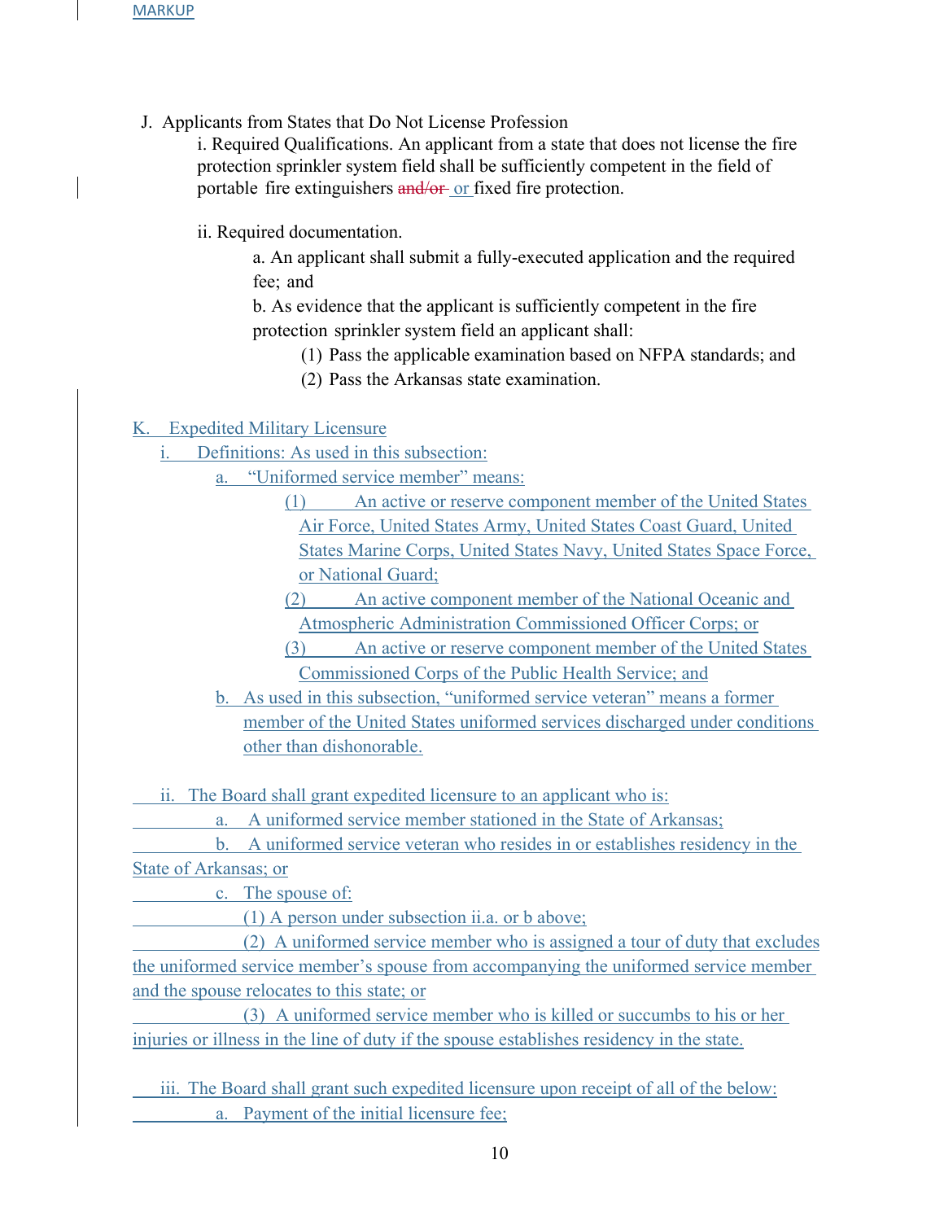MARKUP

J. Applicants from States that Do Not License Profession

i. Required Qualifications. An applicant from a state that does not license the fire protection sprinkler system field shall be sufficiently competent in the field of portable fire extinguishers ~~and/or~~ or fixed fire protection.

ii. Required documentation.

a. An applicant shall submit a fully-executed application and the required fee; and

b. As evidence that the applicant is sufficiently competent in the fire protection sprinkler system field an applicant shall:

(1) Pass the applicable examination based on NFPA standards; and

(2) Pass the Arkansas state examination.

K. Expedited Military Licensure

i. Definitions: As used in this subsection:

a. "Uniformed service member" means:

(1) An active or reserve component member of the United States Air Force, United States Army, United States Coast Guard, United States Marine Corps, United States Navy, United States Space Force, or National Guard;

(2) An active component member of the National Oceanic and Atmospheric Administration Commissioned Officer Corps; or

(3) An active or reserve component member of the United States Commissioned Corps of the Public Health Service; and

b. As used in this subsection, "uniformed service veteran" means a former member of the United States uniformed services discharged under conditions other than dishonorable.

ii. The Board shall grant expedited licensure to an applicant who is:

a. A uniformed service member stationed in the State of Arkansas;

b. A uniformed service veteran who resides in or establishes residency in the State of Arkansas; or

c. The spouse of:

(1) A person under subsection ii.a. or b above;

(2) A uniformed service member who is assigned a tour of duty that excludes the uniformed service member's spouse from accompanying the uniformed service member and the spouse relocates to this state; or

(3) A uniformed service member who is killed or succumbs to his or her injuries or illness in the line of duty if the spouse establishes residency in the state.

iii. The Board shall grant such expedited licensure upon receipt of all of the below:

a. Payment of the initial licensure fee;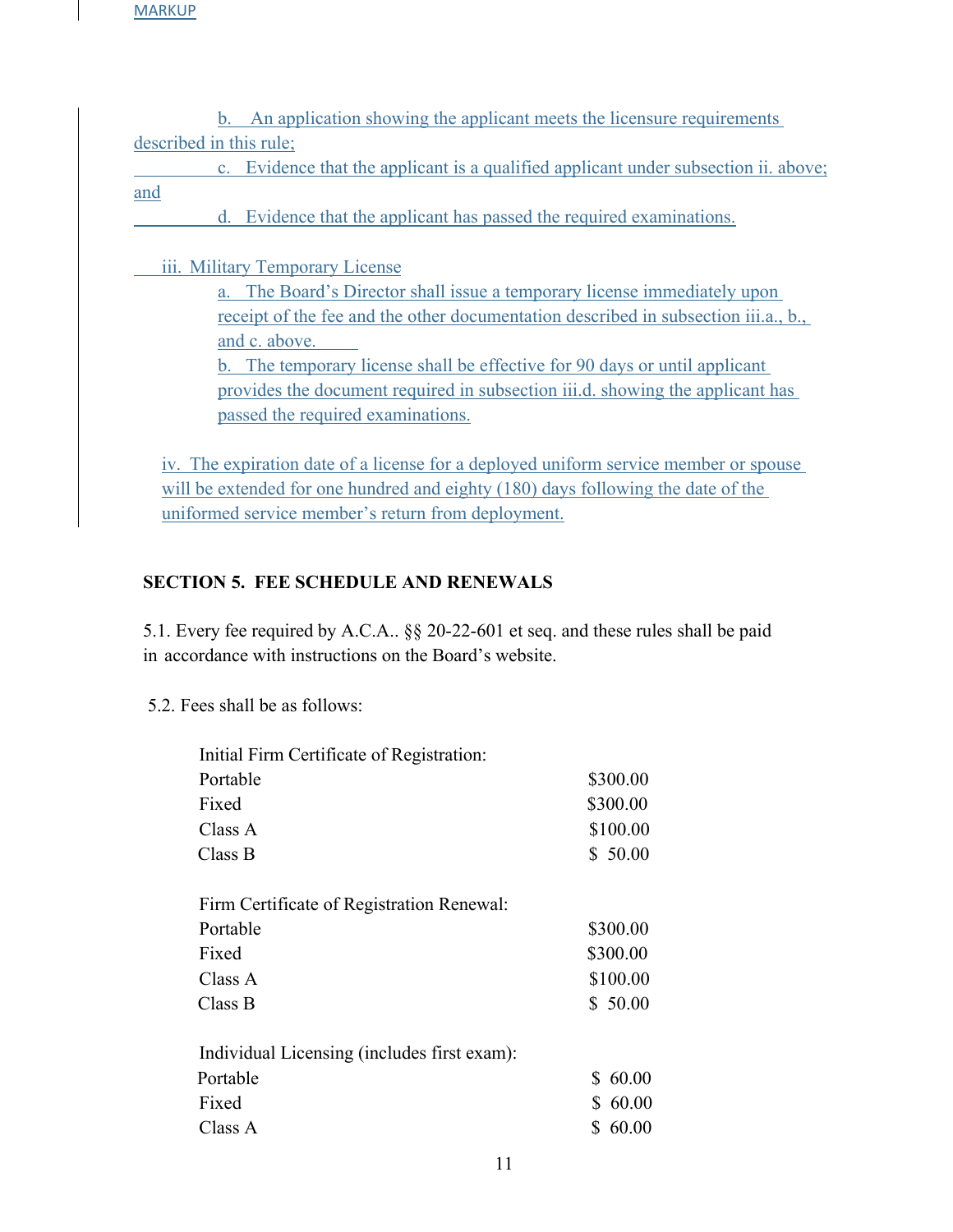b. An application showing the applicant meets the licensure requirements described in this rule;

c. Evidence that the applicant is a qualified applicant under subsection ii. above; and

d. Evidence that the applicant has passed the required examinations.

iii. Military Temporary License

a. The Board's Director shall issue a temporary license immediately upon receipt of the fee and the other documentation described in subsection iii.a., b., and c. above.

b. The temporary license shall be effective for 90 days or until applicant provides the document required in subsection iii.d. showing the applicant has passed the required examinations.

iv. The expiration date of a license for a deployed uniform service member or spouse will be extended for one hundred and eighty (180) days following the date of the uniformed service member's return from deployment.

## SECTION 5. FEE SCHEDULE AND RENEWALS

5.1. Every fee required by A.C.A.. §§ 20-22-601 et seq. and these rules shall be paid in accordance with instructions on the Board's website.

5.2. Fees shall be as follows:

| | |
|---|---|
| Initial Firm Certificate of Registration: | |
| Portable | $300.00 |
| Fixed | $300.00 |
| Class A | $100.00 |
| Class B | $ 50.00 |
| | |
| Firm Certificate of Registration Renewal: | |
| Portable | $300.00 |
| Fixed | $300.00 |
| Class A | $100.00 |
| Class B | $ 50.00 |
| | |
| Individual Licensing (includes first exam): | |
| Portable | $ 60.00 |
| Fixed | $ 60.00 |
| Class A | $ 60.00 |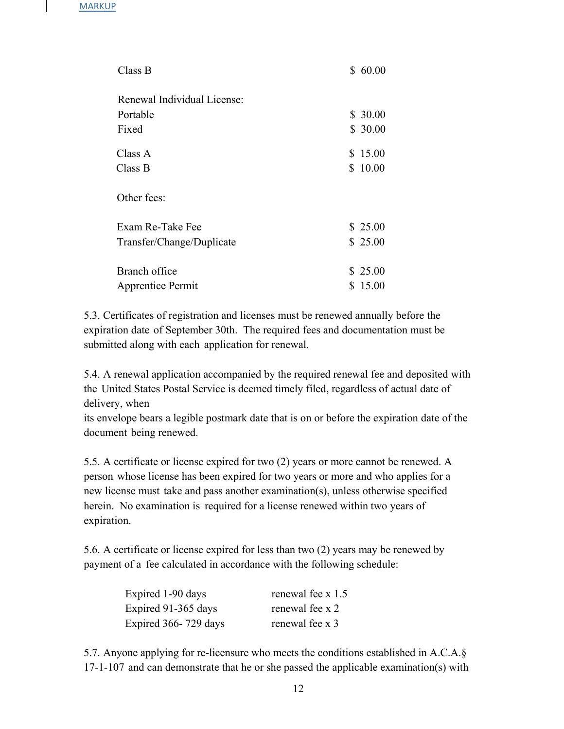MARKUP

| | |
|---|---|
| Class B | $ 60.00 |
| | |
| Renewal Individual License: | |
| Portable | $ 30.00 |
| Fixed | $ 30.00 |
| Class A | $ 15.00 |
| Class B | $ 10.00 |
| | |
| Other fees: | |
| | |
| Exam Re-Take Fee | $ 25.00 |
| Transfer/Change/Duplicate | $ 25.00 |
| | |
| Branch office | $ 25.00 |
| Apprentice Permit | $ 15.00 |

5.3. Certificates of registration and licenses must be renewed annually before the expiration date of September 30th. The required fees and documentation must be submitted along with each application for renewal.

5.4. A renewal application accompanied by the required renewal fee and deposited with the United States Postal Service is deemed timely filed, regardless of actual date of delivery, when its envelope bears a legible postmark date that is on or before the expiration date of the document being renewed.

5.5. A certificate or license expired for two (2) years or more cannot be renewed. A person whose license has been expired for two years or more and who applies for a new license must take and pass another examination(s), unless otherwise specified herein. No examination is required for a license renewed within two years of expiration.

5.6. A certificate or license expired for less than two (2) years may be renewed by payment of a fee calculated in accordance with the following schedule:

| | |
|---|---|
| Expired 1-90 days | renewal fee x 1.5 |
| Expired 91-365 days | renewal fee x 2 |
| Expired 366- 729 days | renewal fee x 3 |

5.7. Anyone applying for re-licensure who meets the conditions established in A.C.A.§ 17-1-107 and can demonstrate that he or she passed the applicable examination(s) with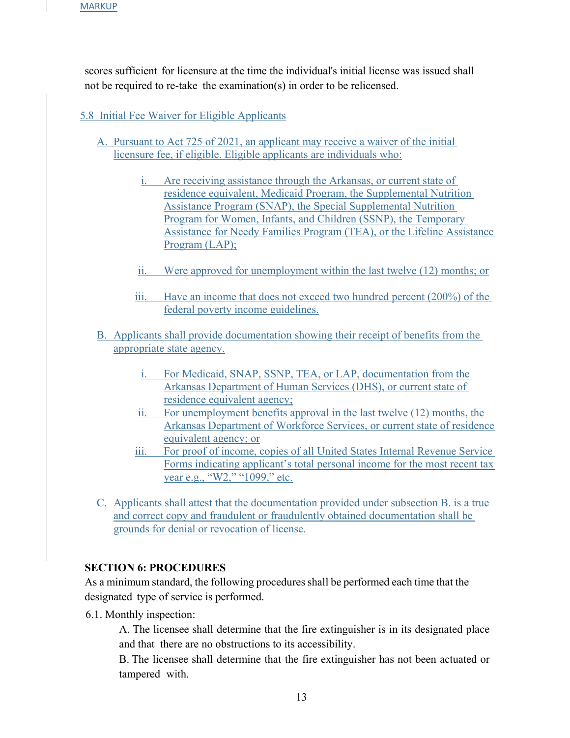scores sufficient for licensure at the time the individual's initial license was issued shall not be required to re-take the examination(s) in order to be relicensed.

5.8 Initial Fee Waiver for Eligible Applicants

A. Pursuant to Act 725 of 2021, an applicant may receive a waiver of the initial licensure fee, if eligible. Eligible applicants are individuals who:

i. Are receiving assistance through the Arkansas, or current state of residence equivalent, Medicaid Program, the Supplemental Nutrition Assistance Program (SNAP), the Special Supplemental Nutrition Program for Women, Infants, and Children (SSNP), the Temporary Assistance for Needy Families Program (TEA), or the Lifeline Assistance Program (LAP);

ii. Were approved for unemployment within the last twelve (12) months; or

iii. Have an income that does not exceed two hundred percent (200%) of the federal poverty income guidelines.

B. Applicants shall provide documentation showing their receipt of benefits from the appropriate state agency.

i. For Medicaid, SNAP, SSNP, TEA, or LAP, documentation from the Arkansas Department of Human Services (DHS), or current state of residence equivalent agency;

ii. For unemployment benefits approval in the last twelve (12) months, the Arkansas Department of Workforce Services, or current state of residence equivalent agency; or

iii. For proof of income, copies of all United States Internal Revenue Service Forms indicating applicant's total personal income for the most recent tax year e.g., "W2," "1099," etc.

C. Applicants shall attest that the documentation provided under subsection B. is a true and correct copy and fraudulent or fraudulently obtained documentation shall be grounds for denial or revocation of license.

**SECTION 6: PROCEDURES**

As a minimum standard, the following procedures shall be performed each time that the designated type of service is performed.

6.1. Monthly inspection:

A. The licensee shall determine that the fire extinguisher is in its designated place and that there are no obstructions to its accessibility.

B. The licensee shall determine that the fire extinguisher has not been actuated or tampered with.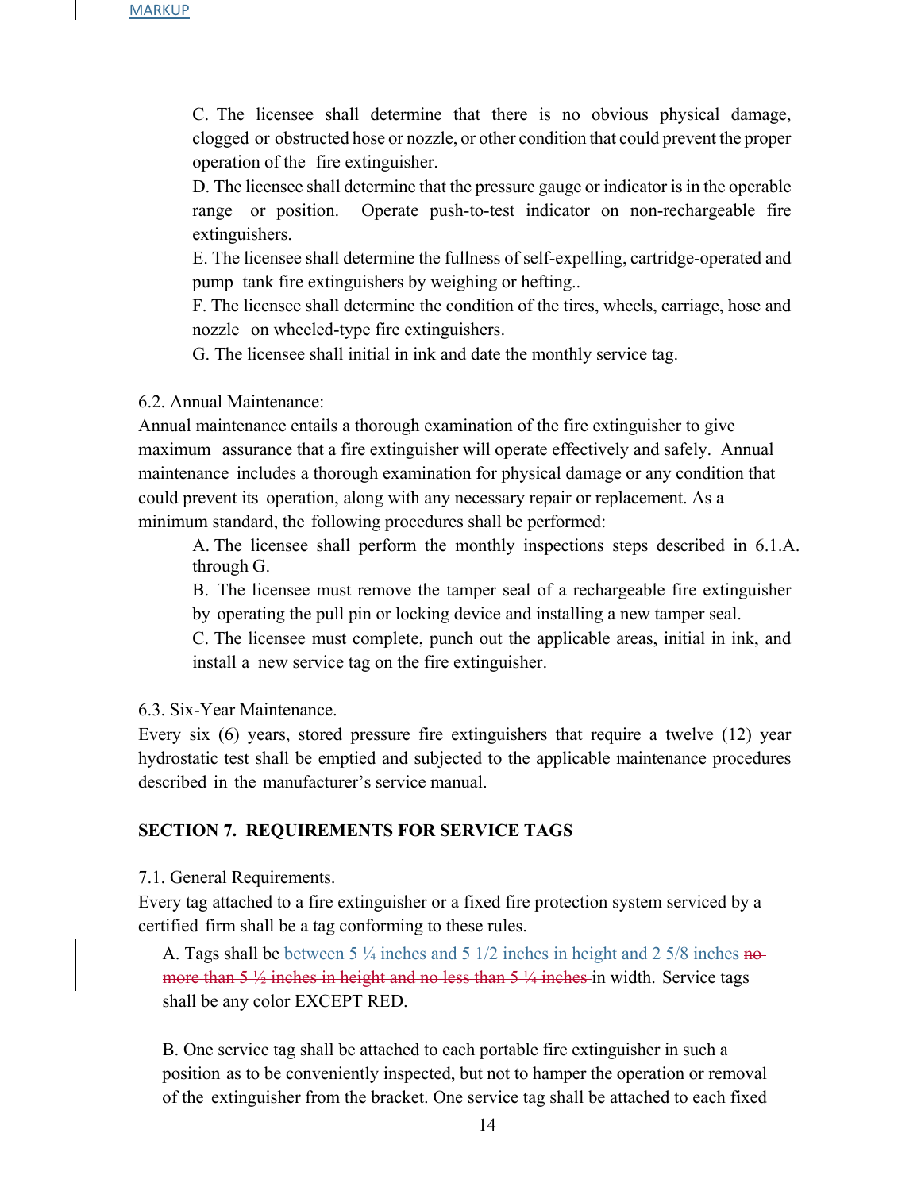MARKUP

C. The licensee shall determine that there is no obvious physical damage, clogged or obstructed hose or nozzle, or other condition that could prevent the proper operation of the fire extinguisher.

D. The licensee shall determine that the pressure gauge or indicator is in the operable range or position. Operate push-to-test indicator on non-rechargeable fire extinguishers.

E. The licensee shall determine the fullness of self-expelling, cartridge-operated and pump tank fire extinguishers by weighing or hefting..

F. The licensee shall determine the condition of the tires, wheels, carriage, hose and nozzle on wheeled-type fire extinguishers.

G. The licensee shall initial in ink and date the monthly service tag.

6.2. Annual Maintenance:

Annual maintenance entails a thorough examination of the fire extinguisher to give maximum assurance that a fire extinguisher will operate effectively and safely. Annual maintenance includes a thorough examination for physical damage or any condition that could prevent its operation, along with any necessary repair or replacement. As a minimum standard, the following procedures shall be performed:

A. The licensee shall perform the monthly inspections steps described in 6.1.A. through G.

B. The licensee must remove the tamper seal of a rechargeable fire extinguisher by operating the pull pin or locking device and installing a new tamper seal.

C. The licensee must complete, punch out the applicable areas, initial in ink, and install a new service tag on the fire extinguisher.

6.3. Six-Year Maintenance.

Every six (6) years, stored pressure fire extinguishers that require a twelve (12) year hydrostatic test shall be emptied and subjected to the applicable maintenance procedures described in the manufacturer's service manual.

**SECTION 7. REQUIREMENTS FOR SERVICE TAGS**

7.1. General Requirements.

Every tag attached to a fire extinguisher or a fixed fire protection system serviced by a certified firm shall be a tag conforming to these rules.

A. Tags shall be between 5 ¼ inches and 5 1/2 inches in height and 2 5/8 inches ~~no more than 5 ½ inches in height and no less than 5 ¼ inches~~ in width. Service tags shall be any color EXCEPT RED.

B. One service tag shall be attached to each portable fire extinguisher in such a position as to be conveniently inspected, but not to hamper the operation or removal of the extinguisher from the bracket. One service tag shall be attached to each fixed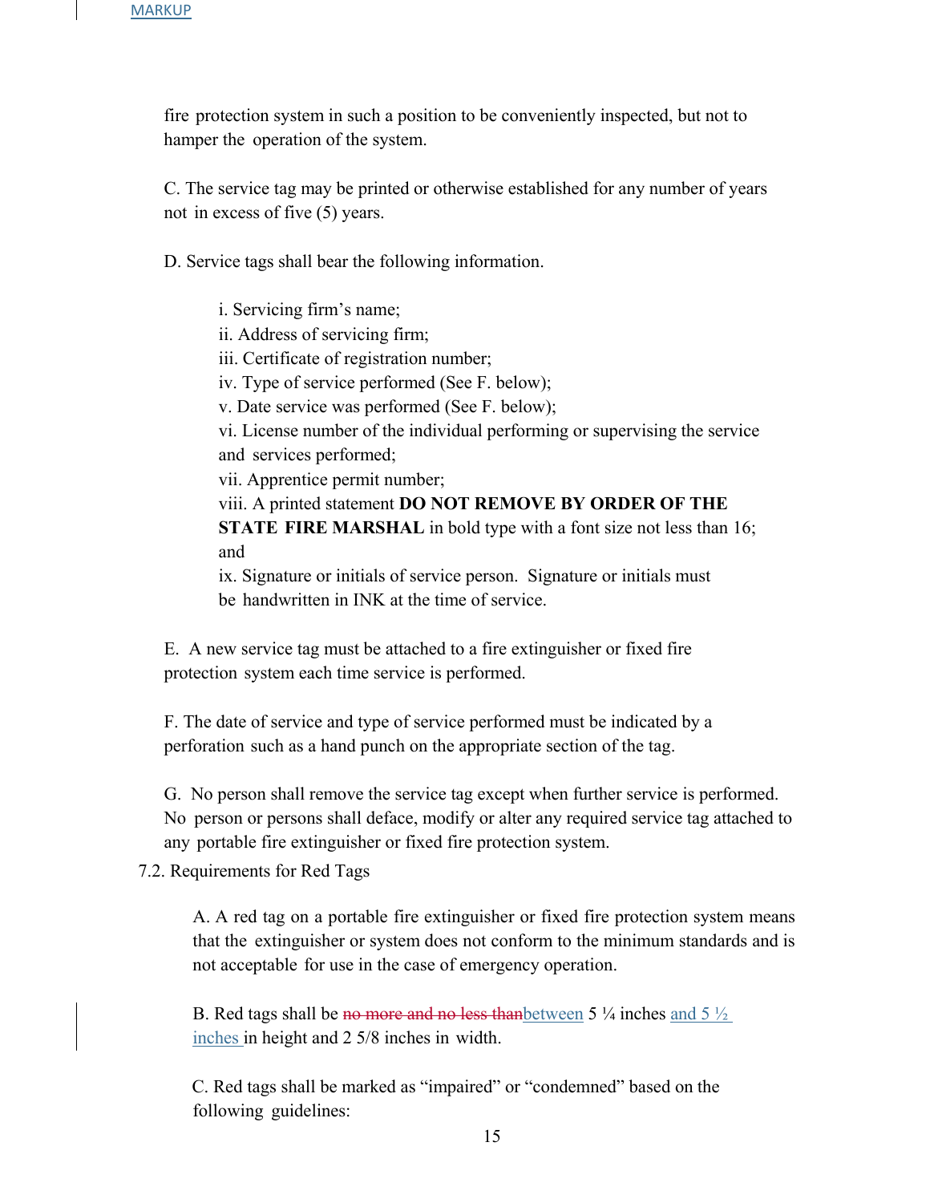fire protection system in such a position to be conveniently inspected, but not to hamper the operation of the system.

C. The service tag may be printed or otherwise established for any number of years not in excess of five (5) years.

D. Service tags shall bear the following information.

i. Servicing firm's name;
ii. Address of servicing firm;
iii. Certificate of registration number;
iv. Type of service performed (See F. below);
v. Date service was performed (See F. below);
vi. License number of the individual performing or supervising the service and services performed;
vii. Apprentice permit number;
viii. A printed statement **DO NOT REMOVE BY ORDER OF THE STATE FIRE MARSHAL** in bold type with a font size not less than 16; and
ix. Signature or initials of service person. Signature or initials must be handwritten in INK at the time of service.

E. A new service tag must be attached to a fire extinguisher or fixed fire protection system each time service is performed.

F. The date of service and type of service performed must be indicated by a perforation such as a hand punch on the appropriate section of the tag.

G. No person shall remove the service tag except when further service is performed. No person or persons shall deface, modify or alter any required service tag attached to any portable fire extinguisher or fixed fire protection system.

7.2. Requirements for Red Tags

A. A red tag on a portable fire extinguisher or fixed fire protection system means that the extinguisher or system does not conform to the minimum standards and is not acceptable for use in the case of emergency operation.

B. Red tags shall be ~~no more and no less than~~between 5 ¼ inches and 5 ½ inches in height and 2 5/8 inches in width.

C. Red tags shall be marked as "impaired" or "condemned" based on the following guidelines: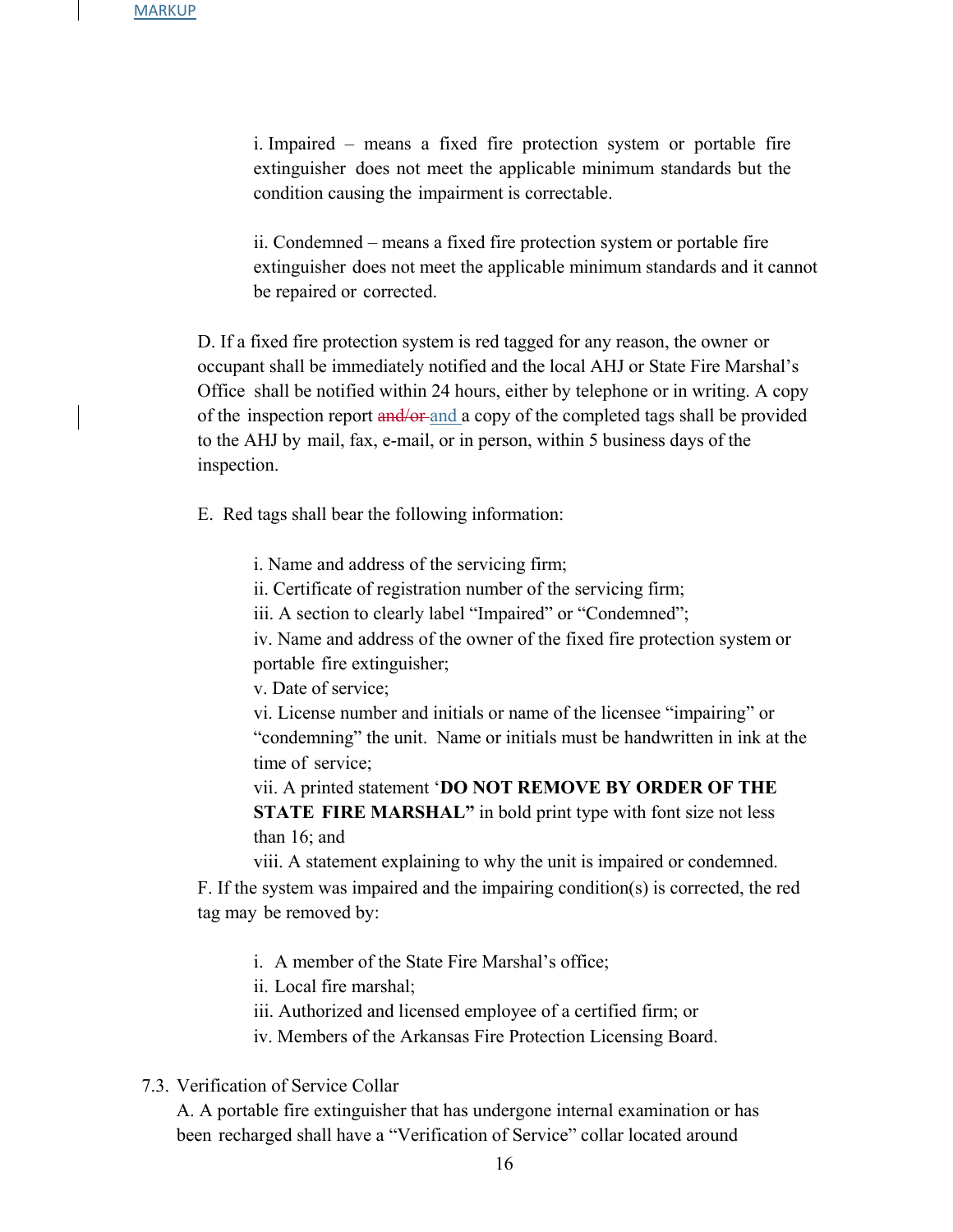MARKUP

i. Impaired – means a fixed fire protection system or portable fire extinguisher does not meet the applicable minimum standards but the condition causing the impairment is correctable.

ii. Condemned – means a fixed fire protection system or portable fire extinguisher does not meet the applicable minimum standards and it cannot be repaired or corrected.

D. If a fixed fire protection system is red tagged for any reason, the owner or occupant shall be immediately notified and the local AHJ or State Fire Marshal's Office shall be notified within 24 hours, either by telephone or in writing. A copy of the inspection report ~~and/or~~ and a copy of the completed tags shall be provided to the AHJ by mail, fax, e-mail, or in person, within 5 business days of the inspection.

E. Red tags shall bear the following information:

i. Name and address of the servicing firm;
ii. Certificate of registration number of the servicing firm;
iii. A section to clearly label "Impaired" or "Condemned";
iv. Name and address of the owner of the fixed fire protection system or portable fire extinguisher;
v. Date of service;
vi. License number and initials or name of the licensee "impairing" or "condemning" the unit. Name or initials must be handwritten in ink at the time of service;
vii. A printed statement '**DO NOT REMOVE BY ORDER OF THE STATE FIRE MARSHAL"** in bold print type with font size not less than 16; and
viii. A statement explaining to why the unit is impaired or condemned.

F. If the system was impaired and the impairing condition(s) is corrected, the red tag may be removed by:

i. A member of the State Fire Marshal's office;
ii. Local fire marshal;
iii. Authorized and licensed employee of a certified firm; or
iv. Members of the Arkansas Fire Protection Licensing Board.

7.3. Verification of Service Collar

A. A portable fire extinguisher that has undergone internal examination or has been recharged shall have a "Verification of Service" collar located around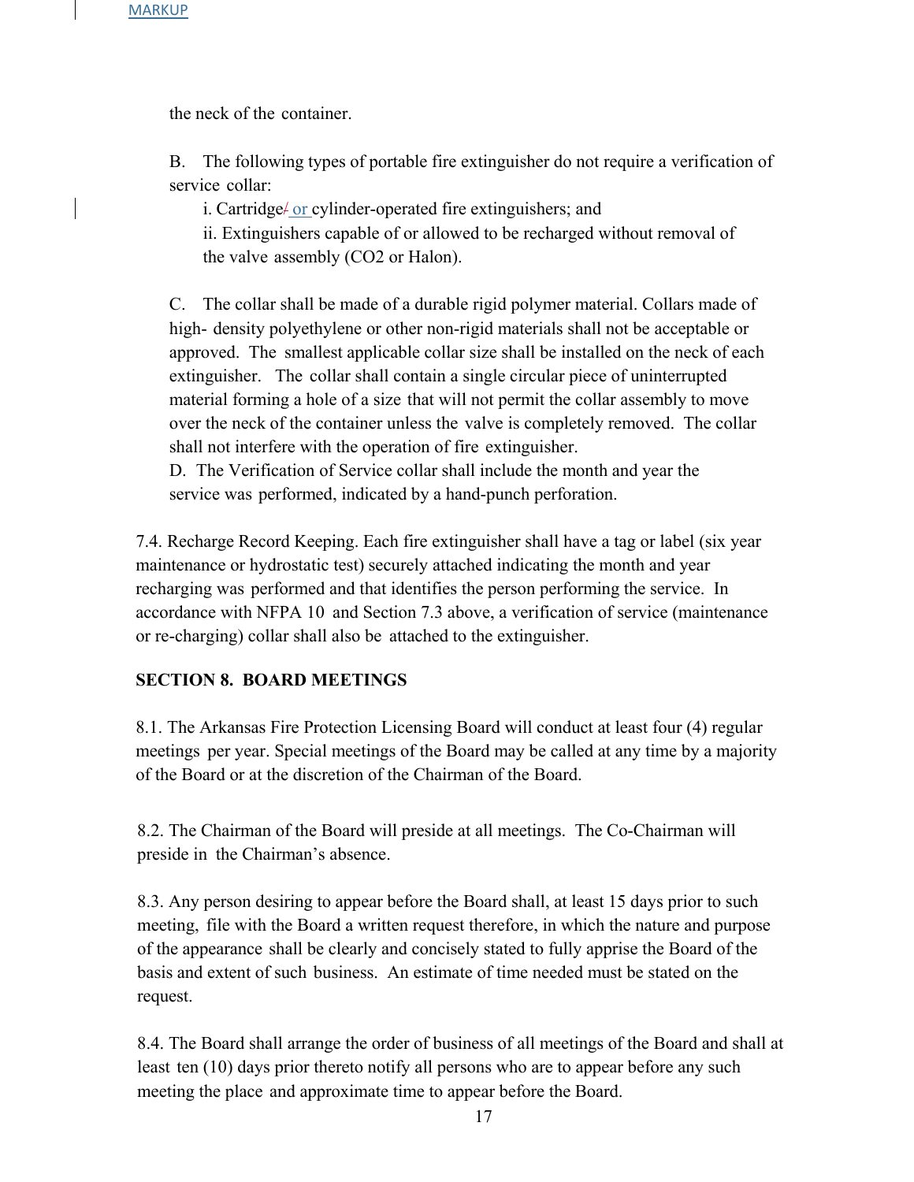the neck of the container.

B. The following types of portable fire extinguisher do not require a verification of service collar:

i. Cartridge/ or cylinder-operated fire extinguishers; and

ii. Extinguishers capable of or allowed to be recharged without removal of the valve assembly ($CO_2$ or Halon).

C. The collar shall be made of a durable rigid polymer material. Collars made of high- density polyethylene or other non-rigid materials shall not be acceptable or approved. The smallest applicable collar size shall be installed on the neck of each extinguisher. The collar shall contain a single circular piece of uninterrupted material forming a hole of a size that will not permit the collar assembly to move over the neck of the container unless the valve is completely removed. The collar shall not interfere with the operation of fire extinguisher.

D. The Verification of Service collar shall include the month and year the service was performed, indicated by a hand-punch perforation.

7.4. Recharge Record Keeping. Each fire extinguisher shall have a tag or label (six year maintenance or hydrostatic test) securely attached indicating the month and year recharging was performed and that identifies the person performing the service. In accordance with NFPA 10 and Section 7.3 above, a verification of service (maintenance or re-charging) collar shall also be attached to the extinguisher.

**SECTION 8. BOARD MEETINGS**

8.1. The Arkansas Fire Protection Licensing Board will conduct at least four (4) regular meetings per year. Special meetings of the Board may be called at any time by a majority of the Board or at the discretion of the Chairman of the Board.

8.2. The Chairman of the Board will preside at all meetings. The Co-Chairman will preside in the Chairman's absence.

8.3. Any person desiring to appear before the Board shall, at least 15 days prior to such meeting, file with the Board a written request therefore, in which the nature and purpose of the appearance shall be clearly and concisely stated to fully apprise the Board of the basis and extent of such business. An estimate of time needed must be stated on the request.

8.4. The Board shall arrange the order of business of all meetings of the Board and shall at least ten (10) days prior thereto notify all persons who are to appear before any such meeting the place and approximate time to appear before the Board.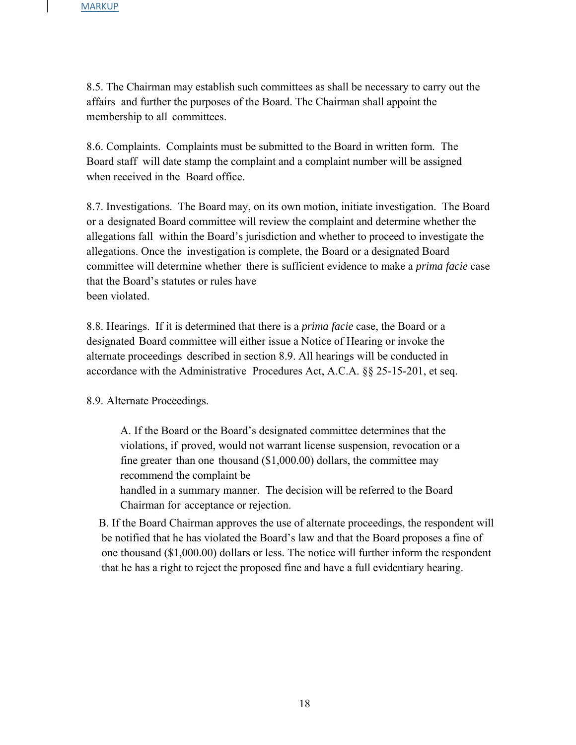8.5. The Chairman may establish such committees as shall be necessary to carry out the affairs and further the purposes of the Board. The Chairman shall appoint the membership to all committees.

8.6. Complaints. Complaints must be submitted to the Board in written form. The Board staff will date stamp the complaint and a complaint number will be assigned when received in the Board office.

8.7. Investigations. The Board may, on its own motion, initiate investigation. The Board or a designated Board committee will review the complaint and determine whether the allegations fall within the Board's jurisdiction and whether to proceed to investigate the allegations. Once the investigation is complete, the Board or a designated Board committee will determine whether there is sufficient evidence to make a *prima facie* case that the Board's statutes or rules have been violated.

8.8. Hearings. If it is determined that there is a *prima facie* case, the Board or a designated Board committee will either issue a Notice of Hearing or invoke the alternate proceedings described in section 8.9. All hearings will be conducted in accordance with the Administrative Procedures Act, A.C.A. §§ 25-15-201, et seq.

8.9. Alternate Proceedings.

A. If the Board or the Board's designated committee determines that the violations, if proved, would not warrant license suspension, revocation or a fine greater than one thousand ($1,000.00) dollars, the committee may recommend the complaint be handled in a summary manner. The decision will be referred to the Board Chairman for acceptance or rejection.

B. If the Board Chairman approves the use of alternate proceedings, the respondent will be notified that he has violated the Board's law and that the Board proposes a fine of one thousand ($1,000.00) dollars or less. The notice will further inform the respondent that he has a right to reject the proposed fine and have a full evidentiary hearing.